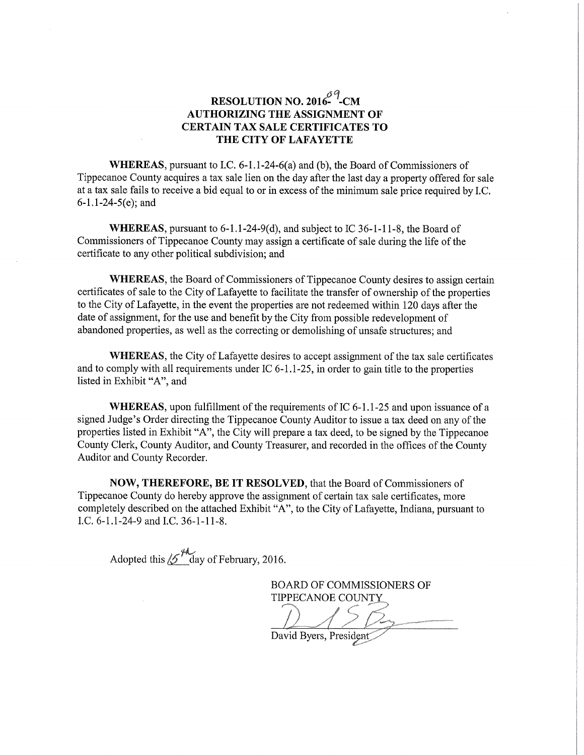# RESOLUTION NO. 2016-09-CM
# AUTHORIZING THE ASSIGNMENT OF CERTAIN TAX SALE CERTIFICATES TO THE CITY OF LAFAYETTE

**WHEREAS**, pursuant to I.C. 6-1.1-24-6(a) and (b), the Board of Commissioners of Tippecanoe County acquires a tax sale lien on the day after the last day a property offered for sale at a tax sale fails to receive a bid equal to or in excess of the minimum sale price required by I.C. 6-1.1-24-5(e); and

**WHEREAS**, pursuant to 6-1.1-24-9(d), and subject to IC 36-1-11-8, the Board of Commissioners of Tippecanoe County may assign a certificate of sale during the life of the certificate to any other political subdivision; and

**WHEREAS**, the Board of Commissioners of Tippecanoe County desires to assign certain certificates of sale to the City of Lafayette to facilitate the transfer of ownership of the properties to the City of Lafayette, in the event the properties are not redeemed within 120 days after the date of assignment, for the use and benefit by the City from possible redevelopment of abandoned properties, as well as the correcting or demolishing of unsafe structures; and

**WHEREAS**, the City of Lafayette desires to accept assignment of the tax sale certificates and to comply with all requirements under IC 6-1.1-25, in order to gain title to the properties listed in Exhibit "A", and

**WHEREAS**, upon fulfillment of the requirements of IC 6-1.1-25 and upon issuance of a signed Judge's Order directing the Tippecanoe County Auditor to issue a tax deed on any of the properties listed in Exhibit "A", the City will prepare a tax deed, to be signed by the Tippecanoe County Clerk, County Auditor, and County Treasurer, and recorded in the offices of the County Auditor and County Recorder.

**NOW, THEREFORE, BE IT RESOLVED**, that the Board of Commissioners of Tippecanoe County do hereby approve the assignment of certain tax sale certificates, more completely described on the attached Exhibit "A", to the City of Lafayette, Indiana, pursuant to I.C. 6-1.1-24-9 and I.C. 36-1-11-8.

Adopted this 15th day of February, 2016.

BOARD OF COMMISSIONERS OF
TIPPECANOE COUNTY

David Byers, President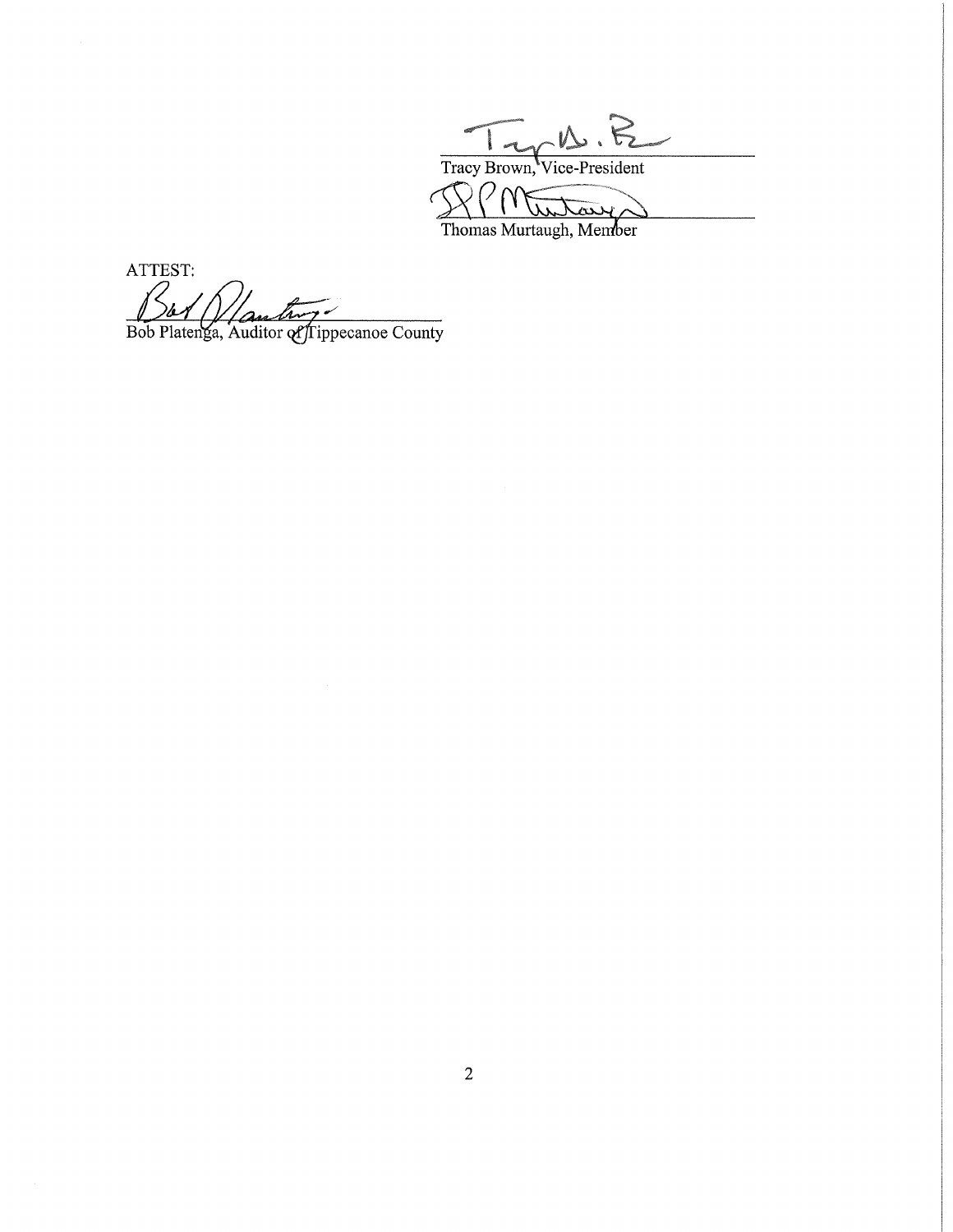Tracy Brown, Vice-President

Thomas Murtaugh, Member

ATTEST:

Bob Platenga, Auditor of Tippecanoe County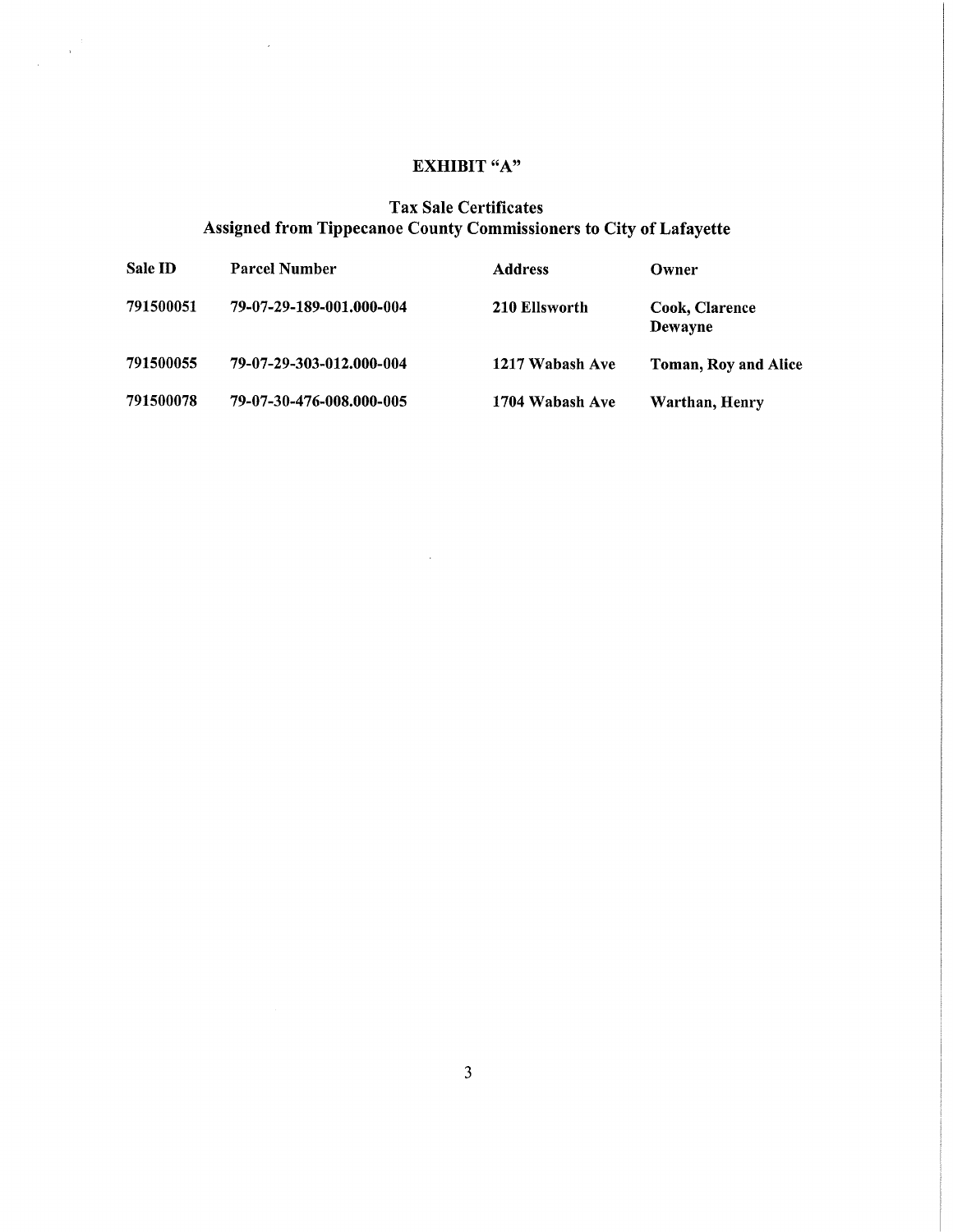# EXHIBIT "A"

## Tax Sale Certificates
## Assigned from Tippecanoe County Commissioners to City of Lafayette

| Sale ID | Parcel Number | Address | Owner |
|---|---|---|---|
| 791500051 | 79-07-29-189-001.000-004 | 210 Ellsworth | Cook, Clarence Dewayne |
| 791500055 | 79-07-29-303-012.000-004 | 1217 Wabash Ave | Toman, Roy and Alice |
| 791500078 | 79-07-30-476-008.000-005 | 1704 Wabash Ave | Warthan, Henry |